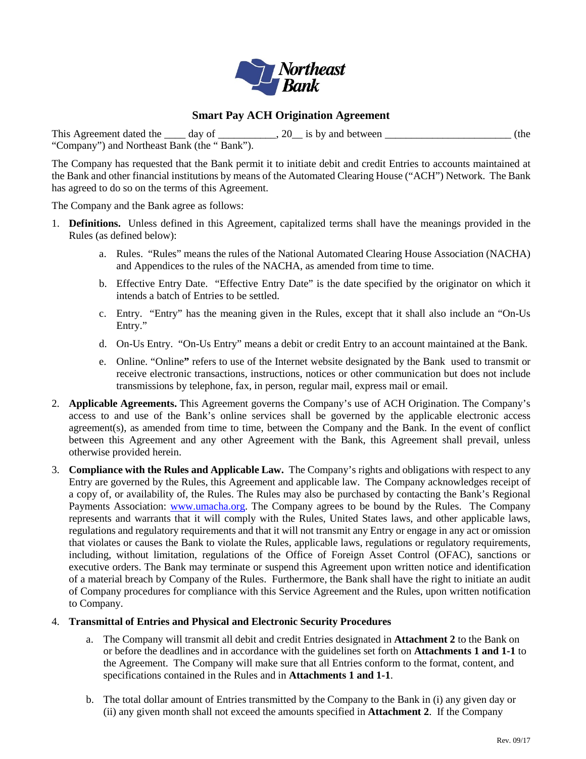Northeast Bank

## Smart Pay ACH Origination Agreement

This Agreement dated the ____ day of ___________, 20__ is by and between ________________________ (the "Company") and Northeast Bank (the " Bank").

The Company has requested that the Bank permit it to initiate debit and credit Entries to accounts maintained at the Bank and other financial institutions by means of the Automated Clearing House ("ACH") Network. The Bank has agreed to do so on the terms of this Agreement.

The Company and the Bank agree as follows:

1. **Definitions.** Unless defined in this Agreement, capitalized terms shall have the meanings provided in the Rules (as defined below):
   a. Rules. "Rules" means the rules of the National Automated Clearing House Association (NACHA) and Appendices to the rules of the NACHA, as amended from time to time.
   b. Effective Entry Date. "Effective Entry Date" is the date specified by the originator on which it intends a batch of Entries to be settled.
   c. Entry. "Entry" has the meaning given in the Rules, except that it shall also include an "On-Us Entry."
   d. On-Us Entry. "On-Us Entry" means a debit or credit Entry to an account maintained at the Bank.
   e. Online. "Online**"** refers to use of the Internet website designated by the Bank used to transmit or receive electronic transactions, instructions, notices or other communication but does not include transmissions by telephone, fax, in person, regular mail, express mail or email.
2. **Applicable Agreements.** This Agreement governs the Company's use of ACH Origination. The Company's access to and use of the Bank's online services shall be governed by the applicable electronic access agreement(s), as amended from time to time, between the Company and the Bank. In the event of conflict between this Agreement and any other Agreement with the Bank, this Agreement shall prevail, unless otherwise provided herein.
3. **Compliance with the Rules and Applicable Law.** The Company's rights and obligations with respect to any Entry are governed by the Rules, this Agreement and applicable law. The Company acknowledges receipt of a copy of, or availability of, the Rules. The Rules may also be purchased by contacting the Bank's Regional Payments Association: www.umacha.org. The Company agrees to be bound by the Rules. The Company represents and warrants that it will comply with the Rules, United States laws, and other applicable laws, regulations and regulatory requirements and that it will not transmit any Entry or engage in any act or omission that violates or causes the Bank to violate the Rules, applicable laws, regulations or regulatory requirements, including, without limitation, regulations of the Office of Foreign Asset Control (OFAC), sanctions or executive orders. The Bank may terminate or suspend this Agreement upon written notice and identification of a material breach by Company of the Rules. Furthermore, the Bank shall have the right to initiate an audit of Company procedures for compliance with this Service Agreement and the Rules, upon written notification to Company.
4. **Transmittal of Entries and Physical and Electronic Security Procedures**
   a. The Company will transmit all debit and credit Entries designated in **Attachment 2** to the Bank on or before the deadlines and in accordance with the guidelines set forth on **Attachments 1 and 1-1** to the Agreement. The Company will make sure that all Entries conform to the format, content, and specifications contained in the Rules and in **Attachments 1 and 1-1**.
   b. The total dollar amount of Entries transmitted by the Company to the Bank in (i) any given day or (ii) any given month shall not exceed the amounts specified in **Attachment 2**. If the Company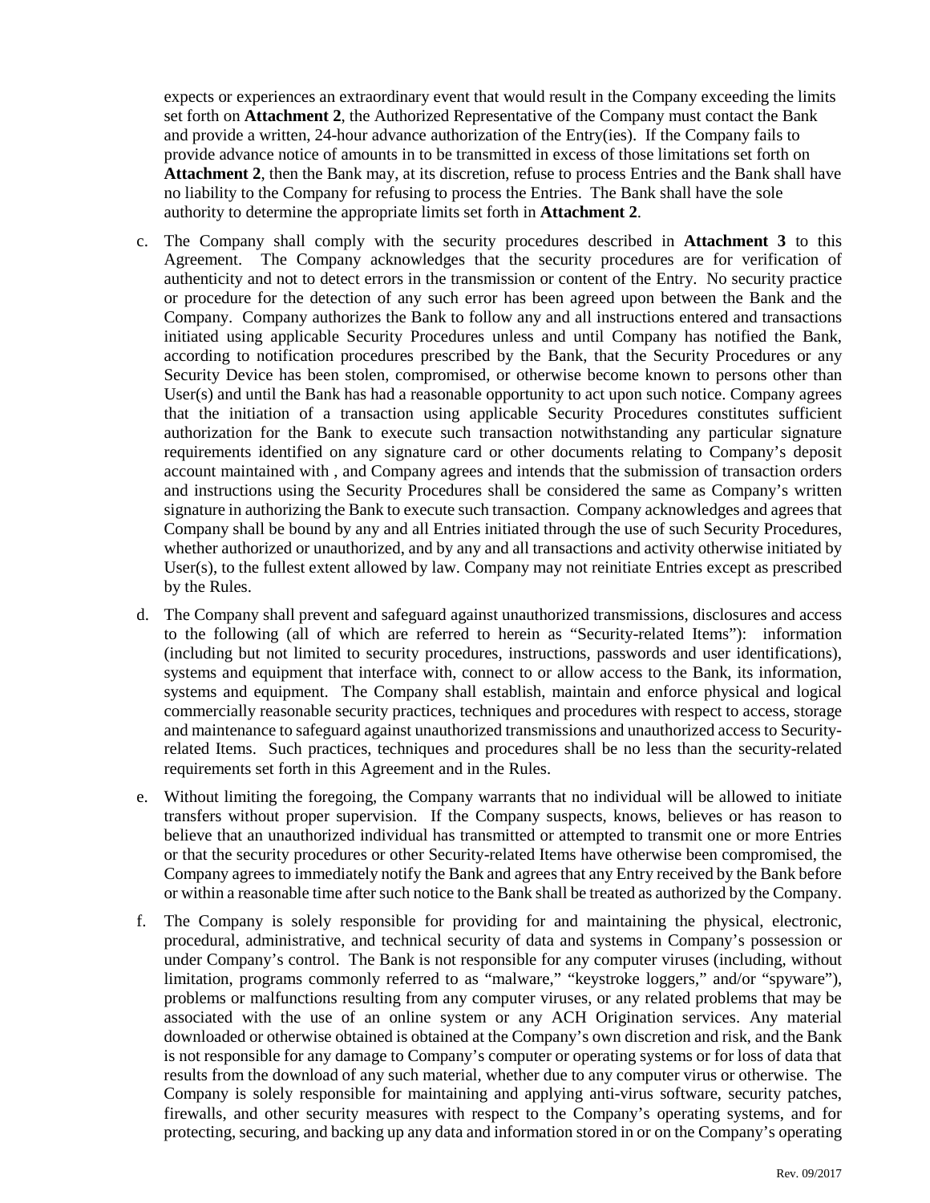expects or experiences an extraordinary event that would result in the Company exceeding the limits set forth on **Attachment 2**, the Authorized Representative of the Company must contact the Bank and provide a written, 24-hour advance authorization of the Entry(ies). If the Company fails to provide advance notice of amounts in to be transmitted in excess of those limitations set forth on **Attachment 2**, then the Bank may, at its discretion, refuse to process Entries and the Bank shall have no liability to the Company for refusing to process the Entries. The Bank shall have the sole authority to determine the appropriate limits set forth in **Attachment 2**.

c. The Company shall comply with the security procedures described in **Attachment 3** to this Agreement. The Company acknowledges that the security procedures are for verification of authenticity and not to detect errors in the transmission or content of the Entry. No security practice or procedure for the detection of any such error has been agreed upon between the Bank and the Company. Company authorizes the Bank to follow any and all instructions entered and transactions initiated using applicable Security Procedures unless and until Company has notified the Bank, according to notification procedures prescribed by the Bank, that the Security Procedures or any Security Device has been stolen, compromised, or otherwise become known to persons other than User(s) and until the Bank has had a reasonable opportunity to act upon such notice. Company agrees that the initiation of a transaction using applicable Security Procedures constitutes sufficient authorization for the Bank to execute such transaction notwithstanding any particular signature requirements identified on any signature card or other documents relating to Company's deposit account maintained with , and Company agrees and intends that the submission of transaction orders and instructions using the Security Procedures shall be considered the same as Company's written signature in authorizing the Bank to execute such transaction. Company acknowledges and agrees that Company shall be bound by any and all Entries initiated through the use of such Security Procedures, whether authorized or unauthorized, and by any and all transactions and activity otherwise initiated by User(s), to the fullest extent allowed by law. Company may not reinitiate Entries except as prescribed by the Rules.

d. The Company shall prevent and safeguard against unauthorized transmissions, disclosures and access to the following (all of which are referred to herein as "Security-related Items"): information (including but not limited to security procedures, instructions, passwords and user identifications), systems and equipment that interface with, connect to or allow access to the Bank, its information, systems and equipment. The Company shall establish, maintain and enforce physical and logical commercially reasonable security practices, techniques and procedures with respect to access, storage and maintenance to safeguard against unauthorized transmissions and unauthorized access to Security-related Items. Such practices, techniques and procedures shall be no less than the security-related requirements set forth in this Agreement and in the Rules.

e. Without limiting the foregoing, the Company warrants that no individual will be allowed to initiate transfers without proper supervision. If the Company suspects, knows, believes or has reason to believe that an unauthorized individual has transmitted or attempted to transmit one or more Entries or that the security procedures or other Security-related Items have otherwise been compromised, the Company agrees to immediately notify the Bank and agrees that any Entry received by the Bank before or within a reasonable time after such notice to the Bank shall be treated as authorized by the Company.

f. The Company is solely responsible for providing for and maintaining the physical, electronic, procedural, administrative, and technical security of data and systems in Company's possession or under Company's control. The Bank is not responsible for any computer viruses (including, without limitation, programs commonly referred to as "malware," "keystroke loggers," and/or "spyware"), problems or malfunctions resulting from any computer viruses, or any related problems that may be associated with the use of an online system or any ACH Origination services. Any material downloaded or otherwise obtained is obtained at the Company's own discretion and risk, and the Bank is not responsible for any damage to Company's computer or operating systems or for loss of data that results from the download of any such material, whether due to any computer virus or otherwise. The Company is solely responsible for maintaining and applying anti-virus software, security patches, firewalls, and other security measures with respect to the Company's operating systems, and for protecting, securing, and backing up any data and information stored in or on the Company's operating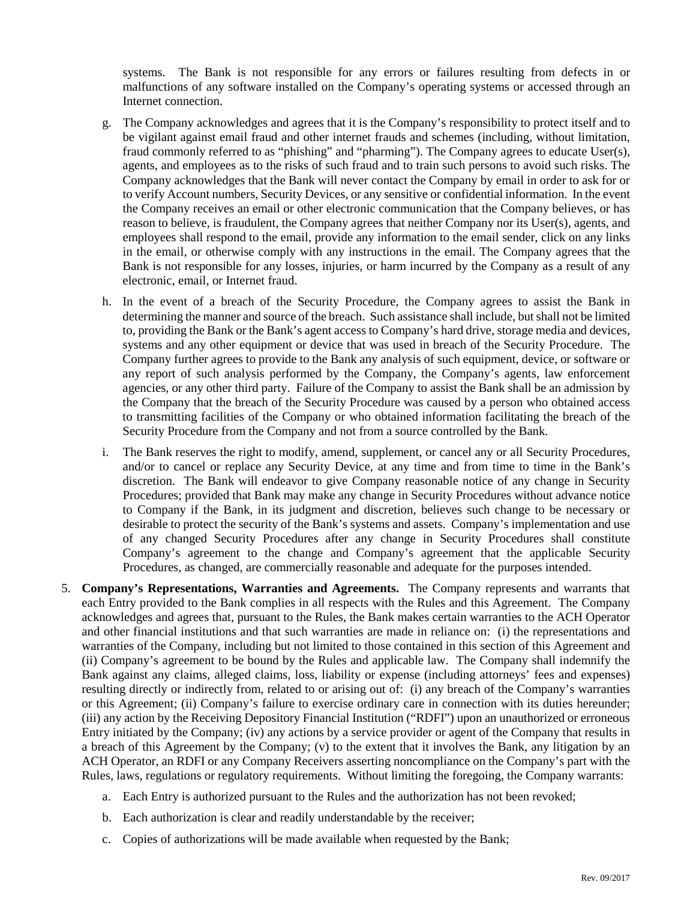systems. The Bank is not responsible for any errors or failures resulting from defects in or malfunctions of any software installed on the Company's operating systems or accessed through an Internet connection.

g. The Company acknowledges and agrees that it is the Company's responsibility to protect itself and to be vigilant against email fraud and other internet frauds and schemes (including, without limitation, fraud commonly referred to as "phishing" and "pharming"). The Company agrees to educate User(s), agents, and employees as to the risks of such fraud and to train such persons to avoid such risks. The Company acknowledges that the Bank will never contact the Company by email in order to ask for or to verify Account numbers, Security Devices, or any sensitive or confidential information. In the event the Company receives an email or other electronic communication that the Company believes, or has reason to believe, is fraudulent, the Company agrees that neither Company nor its User(s), agents, and employees shall respond to the email, provide any information to the email sender, click on any links in the email, or otherwise comply with any instructions in the email. The Company agrees that the Bank is not responsible for any losses, injuries, or harm incurred by the Company as a result of any electronic, email, or Internet fraud.

h. In the event of a breach of the Security Procedure, the Company agrees to assist the Bank in determining the manner and source of the breach. Such assistance shall include, but shall not be limited to, providing the Bank or the Bank's agent access to Company's hard drive, storage media and devices, systems and any other equipment or device that was used in breach of the Security Procedure. The Company further agrees to provide to the Bank any analysis of such equipment, device, or software or any report of such analysis performed by the Company, the Company's agents, law enforcement agencies, or any other third party. Failure of the Company to assist the Bank shall be an admission by the Company that the breach of the Security Procedure was caused by a person who obtained access to transmitting facilities of the Company or who obtained information facilitating the breach of the Security Procedure from the Company and not from a source controlled by the Bank.

i. The Bank reserves the right to modify, amend, supplement, or cancel any or all Security Procedures, and/or to cancel or replace any Security Device, at any time and from time to time in the Bank's discretion. The Bank will endeavor to give Company reasonable notice of any change in Security Procedures; provided that Bank may make any change in Security Procedures without advance notice to Company if the Bank, in its judgment and discretion, believes such change to be necessary or desirable to protect the security of the Bank's systems and assets. Company's implementation and use of any changed Security Procedures after any change in Security Procedures shall constitute Company's agreement to the change and Company's agreement that the applicable Security Procedures, as changed, are commercially reasonable and adequate for the purposes intended.

5. **Company's Representations, Warranties and Agreements.** The Company represents and warrants that each Entry provided to the Bank complies in all respects with the Rules and this Agreement. The Company acknowledges and agrees that, pursuant to the Rules, the Bank makes certain warranties to the ACH Operator and other financial institutions and that such warranties are made in reliance on: (i) the representations and warranties of the Company, including but not limited to those contained in this section of this Agreement and (ii) Company's agreement to be bound by the Rules and applicable law. The Company shall indemnify the Bank against any claims, alleged claims, loss, liability or expense (including attorneys' fees and expenses) resulting directly or indirectly from, related to or arising out of: (i) any breach of the Company's warranties or this Agreement; (ii) Company's failure to exercise ordinary care in connection with its duties hereunder; (iii) any action by the Receiving Depository Financial Institution ("RDFI") upon an unauthorized or erroneous Entry initiated by the Company; (iv) any actions by a service provider or agent of the Company that results in a breach of this Agreement by the Company; (v) to the extent that it involves the Bank, any litigation by an ACH Operator, an RDFI or any Company Receivers asserting noncompliance on the Company's part with the Rules, laws, regulations or regulatory requirements. Without limiting the foregoing, the Company warrants:

   a. Each Entry is authorized pursuant to the Rules and the authorization has not been revoked;

   b. Each authorization is clear and readily understandable by the receiver;

   c. Copies of authorizations will be made available when requested by the Bank;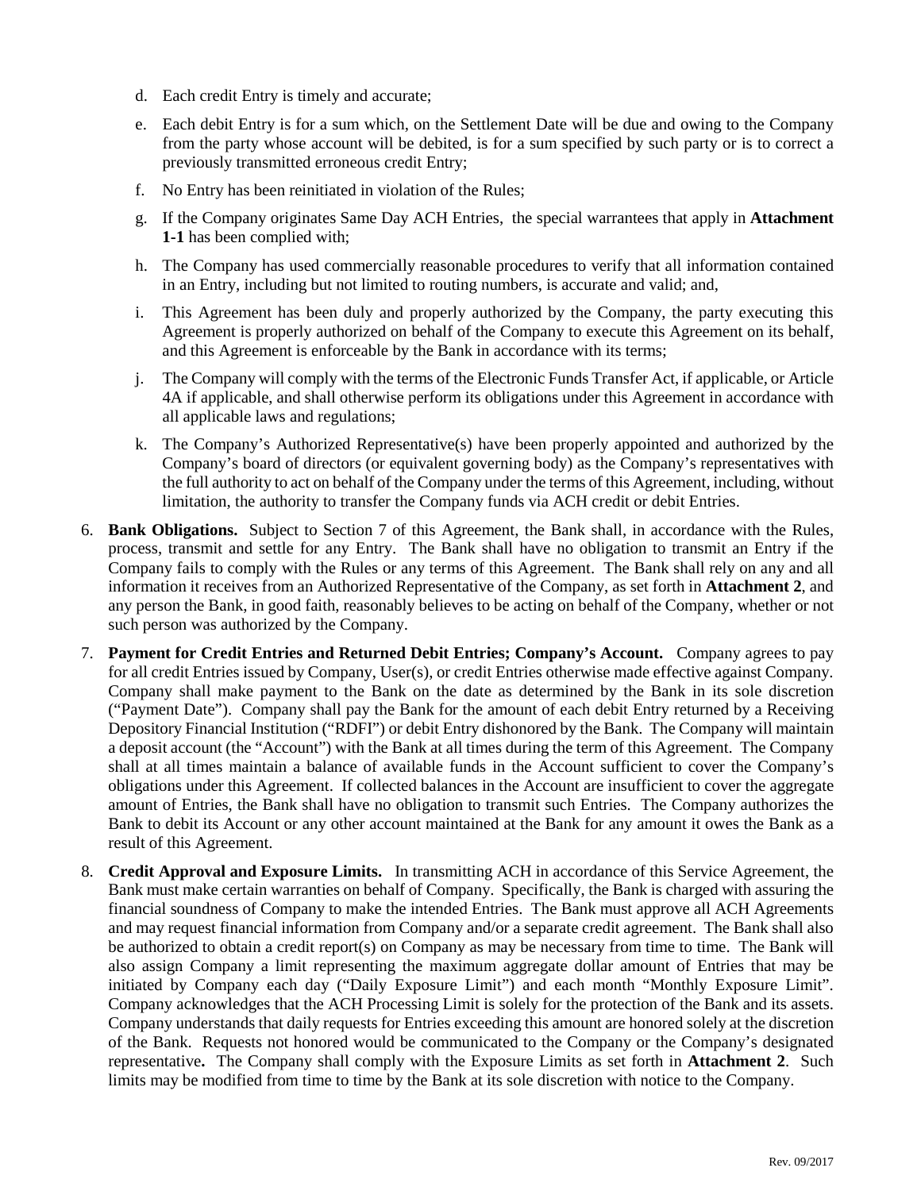d. Each credit Entry is timely and accurate;

e. Each debit Entry is for a sum which, on the Settlement Date will be due and owing to the Company from the party whose account will be debited, is for a sum specified by such party or is to correct a previously transmitted erroneous credit Entry;

f. No Entry has been reinitiated in violation of the Rules;

g. If the Company originates Same Day ACH Entries, the special warrantees that apply in **Attachment 1-1** has been complied with;

h. The Company has used commercially reasonable procedures to verify that all information contained in an Entry, including but not limited to routing numbers, is accurate and valid; and,

i. This Agreement has been duly and properly authorized by the Company, the party executing this Agreement is properly authorized on behalf of the Company to execute this Agreement on its behalf, and this Agreement is enforceable by the Bank in accordance with its terms;

j. The Company will comply with the terms of the Electronic Funds Transfer Act, if applicable, or Article 4A if applicable, and shall otherwise perform its obligations under this Agreement in accordance with all applicable laws and regulations;

k. The Company's Authorized Representative(s) have been properly appointed and authorized by the Company's board of directors (or equivalent governing body) as the Company's representatives with the full authority to act on behalf of the Company under the terms of this Agreement, including, without limitation, the authority to transfer the Company funds via ACH credit or debit Entries.

6. **Bank Obligations.** Subject to Section 7 of this Agreement, the Bank shall, in accordance with the Rules, process, transmit and settle for any Entry. The Bank shall have no obligation to transmit an Entry if the Company fails to comply with the Rules or any terms of this Agreement. The Bank shall rely on any and all information it receives from an Authorized Representative of the Company, as set forth in **Attachment 2**, and any person the Bank, in good faith, reasonably believes to be acting on behalf of the Company, whether or not such person was authorized by the Company.

7. **Payment for Credit Entries and Returned Debit Entries; Company's Account.** Company agrees to pay for all credit Entries issued by Company, User(s), or credit Entries otherwise made effective against Company. Company shall make payment to the Bank on the date as determined by the Bank in its sole discretion ("Payment Date"). Company shall pay the Bank for the amount of each debit Entry returned by a Receiving Depository Financial Institution ("RDFI") or debit Entry dishonored by the Bank. The Company will maintain a deposit account (the "Account") with the Bank at all times during the term of this Agreement. The Company shall at all times maintain a balance of available funds in the Account sufficient to cover the Company's obligations under this Agreement. If collected balances in the Account are insufficient to cover the aggregate amount of Entries, the Bank shall have no obligation to transmit such Entries. The Company authorizes the Bank to debit its Account or any other account maintained at the Bank for any amount it owes the Bank as a result of this Agreement.

8. **Credit Approval and Exposure Limits.** In transmitting ACH in accordance of this Service Agreement, the Bank must make certain warranties on behalf of Company. Specifically, the Bank is charged with assuring the financial soundness of Company to make the intended Entries. The Bank must approve all ACH Agreements and may request financial information from Company and/or a separate credit agreement. The Bank shall also be authorized to obtain a credit report(s) on Company as may be necessary from time to time. The Bank will also assign Company a limit representing the maximum aggregate dollar amount of Entries that may be initiated by Company each day ("Daily Exposure Limit") and each month "Monthly Exposure Limit". Company acknowledges that the ACH Processing Limit is solely for the protection of the Bank and its assets. Company understands that daily requests for Entries exceeding this amount are honored solely at the discretion of the Bank. Requests not honored would be communicated to the Company or the Company's designated representative**.** The Company shall comply with the Exposure Limits as set forth in **Attachment 2**. Such limits may be modified from time to time by the Bank at its sole discretion with notice to the Company.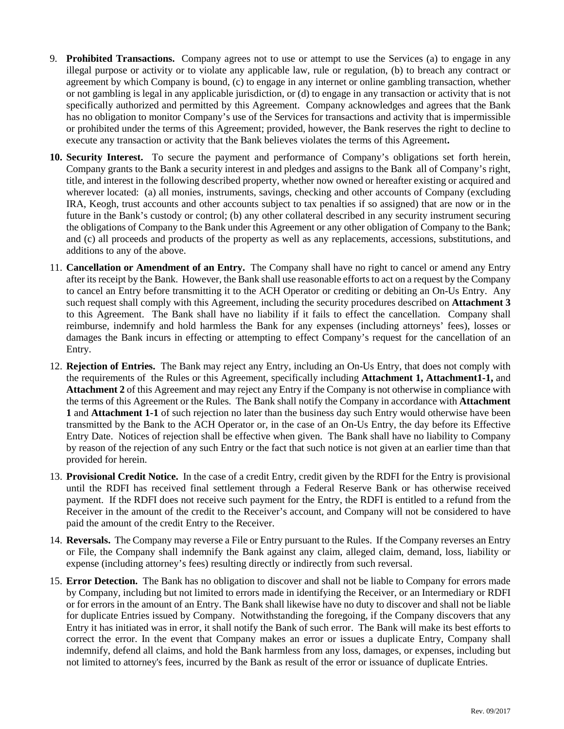9. **Prohibited Transactions.** Company agrees not to use or attempt to use the Services (a) to engage in any illegal purpose or activity or to violate any applicable law, rule or regulation, (b) to breach any contract or agreement by which Company is bound, (c) to engage in any internet or online gambling transaction, whether or not gambling is legal in any applicable jurisdiction, or (d) to engage in any transaction or activity that is not specifically authorized and permitted by this Agreement. Company acknowledges and agrees that the Bank has no obligation to monitor Company's use of the Services for transactions and activity that is impermissible or prohibited under the terms of this Agreement; provided, however, the Bank reserves the right to decline to execute any transaction or activity that the Bank believes violates the terms of this Agreement**.**

10. **Security Interest.** To secure the payment and performance of Company's obligations set forth herein, Company grants to the Bank a security interest in and pledges and assigns to the Bank all of Company's right, title, and interest in the following described property, whether now owned or hereafter existing or acquired and wherever located: (a) all monies, instruments, savings, checking and other accounts of Company (excluding IRA, Keogh, trust accounts and other accounts subject to tax penalties if so assigned) that are now or in the future in the Bank's custody or control; (b) any other collateral described in any security instrument securing the obligations of Company to the Bank under this Agreement or any other obligation of Company to the Bank; and (c) all proceeds and products of the property as well as any replacements, accessions, substitutions, and additions to any of the above.

11. **Cancellation or Amendment of an Entry.** The Company shall have no right to cancel or amend any Entry after its receipt by the Bank. However, the Bank shall use reasonable efforts to act on a request by the Company to cancel an Entry before transmitting it to the ACH Operator or crediting or debiting an On-Us Entry. Any such request shall comply with this Agreement, including the security procedures described on **Attachment 3** to this Agreement. The Bank shall have no liability if it fails to effect the cancellation. Company shall reimburse, indemnify and hold harmless the Bank for any expenses (including attorneys' fees), losses or damages the Bank incurs in effecting or attempting to effect Company's request for the cancellation of an Entry.

12. **Rejection of Entries.** The Bank may reject any Entry, including an On-Us Entry, that does not comply with the requirements of the Rules or this Agreement, specifically including **Attachment 1, Attachment1-1,** and **Attachment 2** of this Agreement and may reject any Entry if the Company is not otherwise in compliance with the terms of this Agreement or the Rules. The Bank shall notify the Company in accordance with **Attachment 1** and **Attachment 1-1** of such rejection no later than the business day such Entry would otherwise have been transmitted by the Bank to the ACH Operator or, in the case of an On-Us Entry, the day before its Effective Entry Date. Notices of rejection shall be effective when given. The Bank shall have no liability to Company by reason of the rejection of any such Entry or the fact that such notice is not given at an earlier time than that provided for herein.

13. **Provisional Credit Notice.** In the case of a credit Entry, credit given by the RDFI for the Entry is provisional until the RDFI has received final settlement through a Federal Reserve Bank or has otherwise received payment. If the RDFI does not receive such payment for the Entry, the RDFI is entitled to a refund from the Receiver in the amount of the credit to the Receiver's account, and Company will not be considered to have paid the amount of the credit Entry to the Receiver.

14. **Reversals.** The Company may reverse a File or Entry pursuant to the Rules. If the Company reverses an Entry or File, the Company shall indemnify the Bank against any claim, alleged claim, demand, loss, liability or expense (including attorney's fees) resulting directly or indirectly from such reversal.

15. **Error Detection.** The Bank has no obligation to discover and shall not be liable to Company for errors made by Company, including but not limited to errors made in identifying the Receiver, or an Intermediary or RDFI or for errors in the amount of an Entry. The Bank shall likewise have no duty to discover and shall not be liable for duplicate Entries issued by Company. Notwithstanding the foregoing, if the Company discovers that any Entry it has initiated was in error, it shall notify the Bank of such error. The Bank will make its best efforts to correct the error. In the event that Company makes an error or issues a duplicate Entry, Company shall indemnify, defend all claims, and hold the Bank harmless from any loss, damages, or expenses, including but not limited to attorney's fees, incurred by the Bank as result of the error or issuance of duplicate Entries.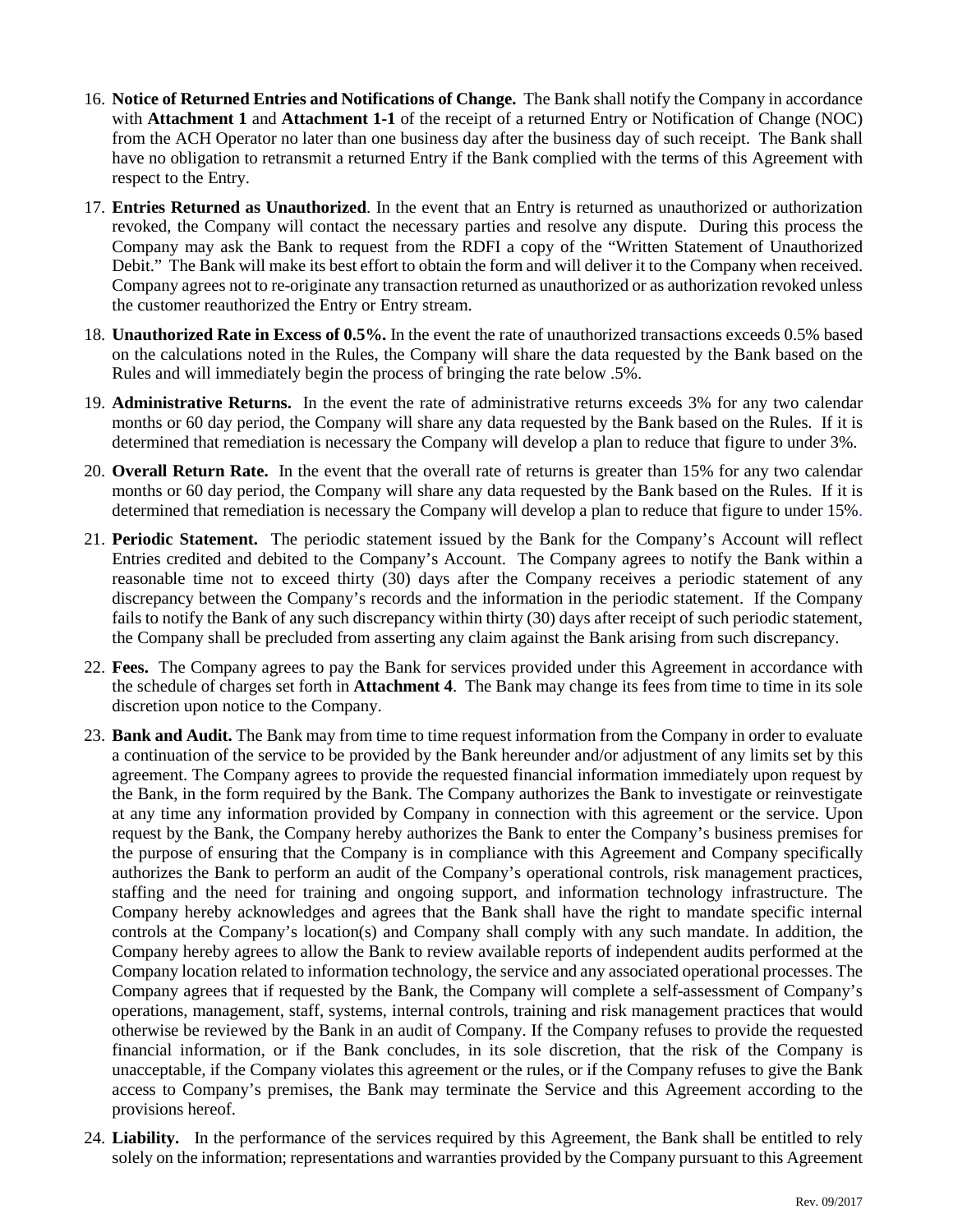16. **Notice of Returned Entries and Notifications of Change.** The Bank shall notify the Company in accordance with **Attachment 1** and **Attachment 1-1** of the receipt of a returned Entry or Notification of Change (NOC) from the ACH Operator no later than one business day after the business day of such receipt. The Bank shall have no obligation to retransmit a returned Entry if the Bank complied with the terms of this Agreement with respect to the Entry.

17. **Entries Returned as Unauthorized**. In the event that an Entry is returned as unauthorized or authorization revoked, the Company will contact the necessary parties and resolve any dispute. During this process the Company may ask the Bank to request from the RDFI a copy of the "Written Statement of Unauthorized Debit." The Bank will make its best effort to obtain the form and will deliver it to the Company when received. Company agrees not to re-originate any transaction returned as unauthorized or as authorization revoked unless the customer reauthorized the Entry or Entry stream.

18. **Unauthorized Rate in Excess of 0.5%.** In the event the rate of unauthorized transactions exceeds 0.5% based on the calculations noted in the Rules, the Company will share the data requested by the Bank based on the Rules and will immediately begin the process of bringing the rate below .5%.

19. **Administrative Returns.** In the event the rate of administrative returns exceeds 3% for any two calendar months or 60 day period, the Company will share any data requested by the Bank based on the Rules. If it is determined that remediation is necessary the Company will develop a plan to reduce that figure to under 3%.

20. **Overall Return Rate.** In the event that the overall rate of returns is greater than 15% for any two calendar months or 60 day period, the Company will share any data requested by the Bank based on the Rules. If it is determined that remediation is necessary the Company will develop a plan to reduce that figure to under 15%.

21. **Periodic Statement.** The periodic statement issued by the Bank for the Company's Account will reflect Entries credited and debited to the Company's Account. The Company agrees to notify the Bank within a reasonable time not to exceed thirty (30) days after the Company receives a periodic statement of any discrepancy between the Company's records and the information in the periodic statement. If the Company fails to notify the Bank of any such discrepancy within thirty (30) days after receipt of such periodic statement, the Company shall be precluded from asserting any claim against the Bank arising from such discrepancy.

22. **Fees.** The Company agrees to pay the Bank for services provided under this Agreement in accordance with the schedule of charges set forth in **Attachment 4**. The Bank may change its fees from time to time in its sole discretion upon notice to the Company.

23. **Bank and Audit.** The Bank may from time to time request information from the Company in order to evaluate a continuation of the service to be provided by the Bank hereunder and/or adjustment of any limits set by this agreement. The Company agrees to provide the requested financial information immediately upon request by the Bank, in the form required by the Bank. The Company authorizes the Bank to investigate or reinvestigate at any time any information provided by Company in connection with this agreement or the service. Upon request by the Bank, the Company hereby authorizes the Bank to enter the Company's business premises for the purpose of ensuring that the Company is in compliance with this Agreement and Company specifically authorizes the Bank to perform an audit of the Company's operational controls, risk management practices, staffing and the need for training and ongoing support, and information technology infrastructure. The Company hereby acknowledges and agrees that the Bank shall have the right to mandate specific internal controls at the Company's location(s) and Company shall comply with any such mandate. In addition, the Company hereby agrees to allow the Bank to review available reports of independent audits performed at the Company location related to information technology, the service and any associated operational processes. The Company agrees that if requested by the Bank, the Company will complete a self-assessment of Company's operations, management, staff, systems, internal controls, training and risk management practices that would otherwise be reviewed by the Bank in an audit of Company. If the Company refuses to provide the requested financial information, or if the Bank concludes, in its sole discretion, that the risk of the Company is unacceptable, if the Company violates this agreement or the rules, or if the Company refuses to give the Bank access to Company's premises, the Bank may terminate the Service and this Agreement according to the provisions hereof.

24. **Liability.** In the performance of the services required by this Agreement, the Bank shall be entitled to rely solely on the information; representations and warranties provided by the Company pursuant to this Agreement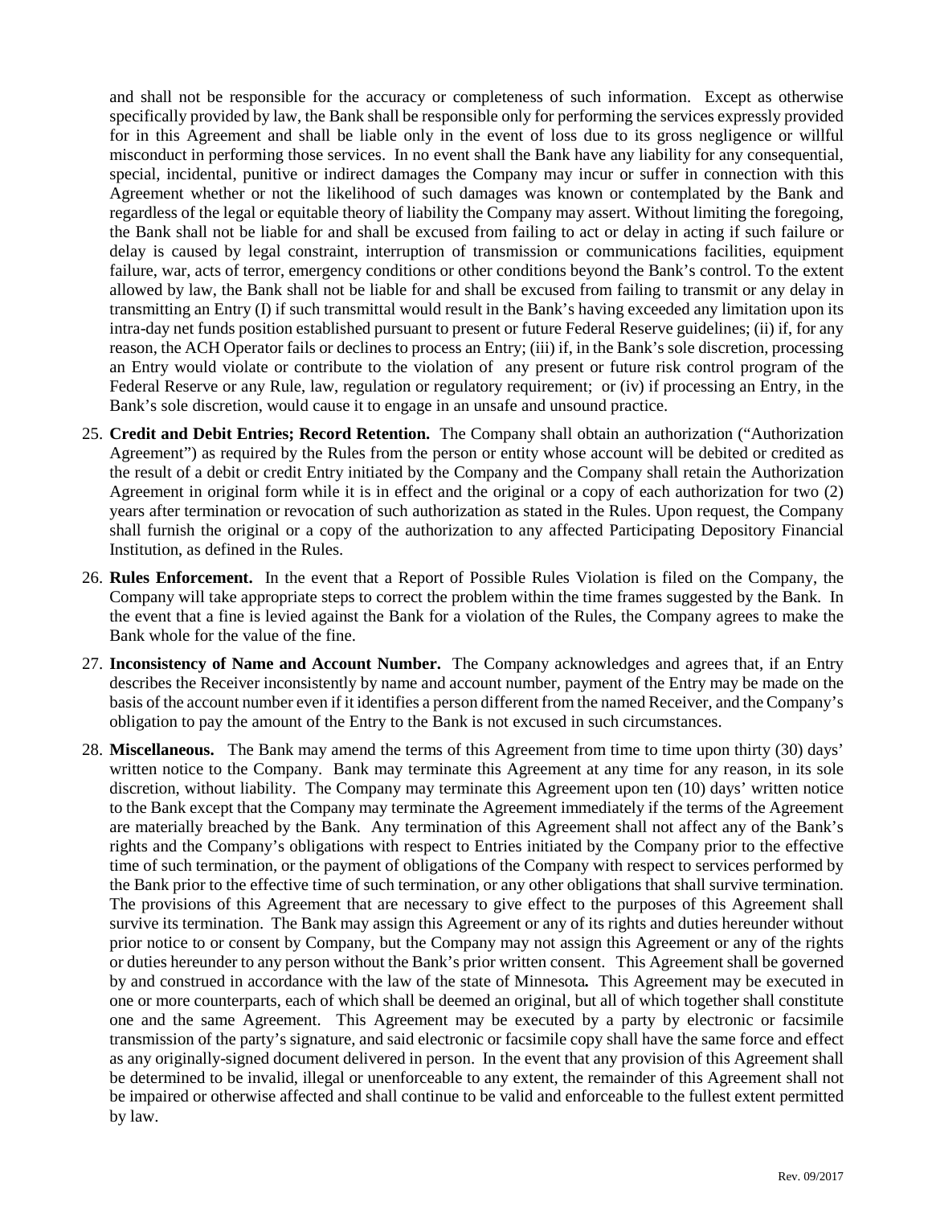and shall not be responsible for the accuracy or completeness of such information. Except as otherwise specifically provided by law, the Bank shall be responsible only for performing the services expressly provided for in this Agreement and shall be liable only in the event of loss due to its gross negligence or willful misconduct in performing those services. In no event shall the Bank have any liability for any consequential, special, incidental, punitive or indirect damages the Company may incur or suffer in connection with this Agreement whether or not the likelihood of such damages was known or contemplated by the Bank and regardless of the legal or equitable theory of liability the Company may assert. Without limiting the foregoing, the Bank shall not be liable for and shall be excused from failing to act or delay in acting if such failure or delay is caused by legal constraint, interruption of transmission or communications facilities, equipment failure, war, acts of terror, emergency conditions or other conditions beyond the Bank's control. To the extent allowed by law, the Bank shall not be liable for and shall be excused from failing to transmit or any delay in transmitting an Entry (I) if such transmittal would result in the Bank's having exceeded any limitation upon its intra-day net funds position established pursuant to present or future Federal Reserve guidelines; (ii) if, for any reason, the ACH Operator fails or declines to process an Entry; (iii) if, in the Bank's sole discretion, processing an Entry would violate or contribute to the violation of any present or future risk control program of the Federal Reserve or any Rule, law, regulation or regulatory requirement; or (iv) if processing an Entry, in the Bank's sole discretion, would cause it to engage in an unsafe and unsound practice.

25. **Credit and Debit Entries; Record Retention.** The Company shall obtain an authorization ("Authorization Agreement") as required by the Rules from the person or entity whose account will be debited or credited as the result of a debit or credit Entry initiated by the Company and the Company shall retain the Authorization Agreement in original form while it is in effect and the original or a copy of each authorization for two (2) years after termination or revocation of such authorization as stated in the Rules. Upon request, the Company shall furnish the original or a copy of the authorization to any affected Participating Depository Financial Institution, as defined in the Rules.

26. **Rules Enforcement.** In the event that a Report of Possible Rules Violation is filed on the Company, the Company will take appropriate steps to correct the problem within the time frames suggested by the Bank. In the event that a fine is levied against the Bank for a violation of the Rules, the Company agrees to make the Bank whole for the value of the fine.

27. **Inconsistency of Name and Account Number.** The Company acknowledges and agrees that, if an Entry describes the Receiver inconsistently by name and account number, payment of the Entry may be made on the basis of the account number even if it identifies a person different from the named Receiver, and the Company's obligation to pay the amount of the Entry to the Bank is not excused in such circumstances.

28. **Miscellaneous.** The Bank may amend the terms of this Agreement from time to time upon thirty (30) days' written notice to the Company. Bank may terminate this Agreement at any time for any reason, in its sole discretion, without liability. The Company may terminate this Agreement upon ten (10) days' written notice to the Bank except that the Company may terminate the Agreement immediately if the terms of the Agreement are materially breached by the Bank. Any termination of this Agreement shall not affect any of the Bank's rights and the Company's obligations with respect to Entries initiated by the Company prior to the effective time of such termination, or the payment of obligations of the Company with respect to services performed by the Bank prior to the effective time of such termination, or any other obligations that shall survive termination. The provisions of this Agreement that are necessary to give effect to the purposes of this Agreement shall survive its termination. The Bank may assign this Agreement or any of its rights and duties hereunder without prior notice to or consent by Company, but the Company may not assign this Agreement or any of the rights or duties hereunder to any person without the Bank's prior written consent. This Agreement shall be governed by and construed in accordance with the law of the state of Minnesota**.** This Agreement may be executed in one or more counterparts, each of which shall be deemed an original, but all of which together shall constitute one and the same Agreement. This Agreement may be executed by a party by electronic or facsimile transmission of the party's signature, and said electronic or facsimile copy shall have the same force and effect as any originally-signed document delivered in person. In the event that any provision of this Agreement shall be determined to be invalid, illegal or unenforceable to any extent, the remainder of this Agreement shall not be impaired or otherwise affected and shall continue to be valid and enforceable to the fullest extent permitted by law.

Rev. 09/2017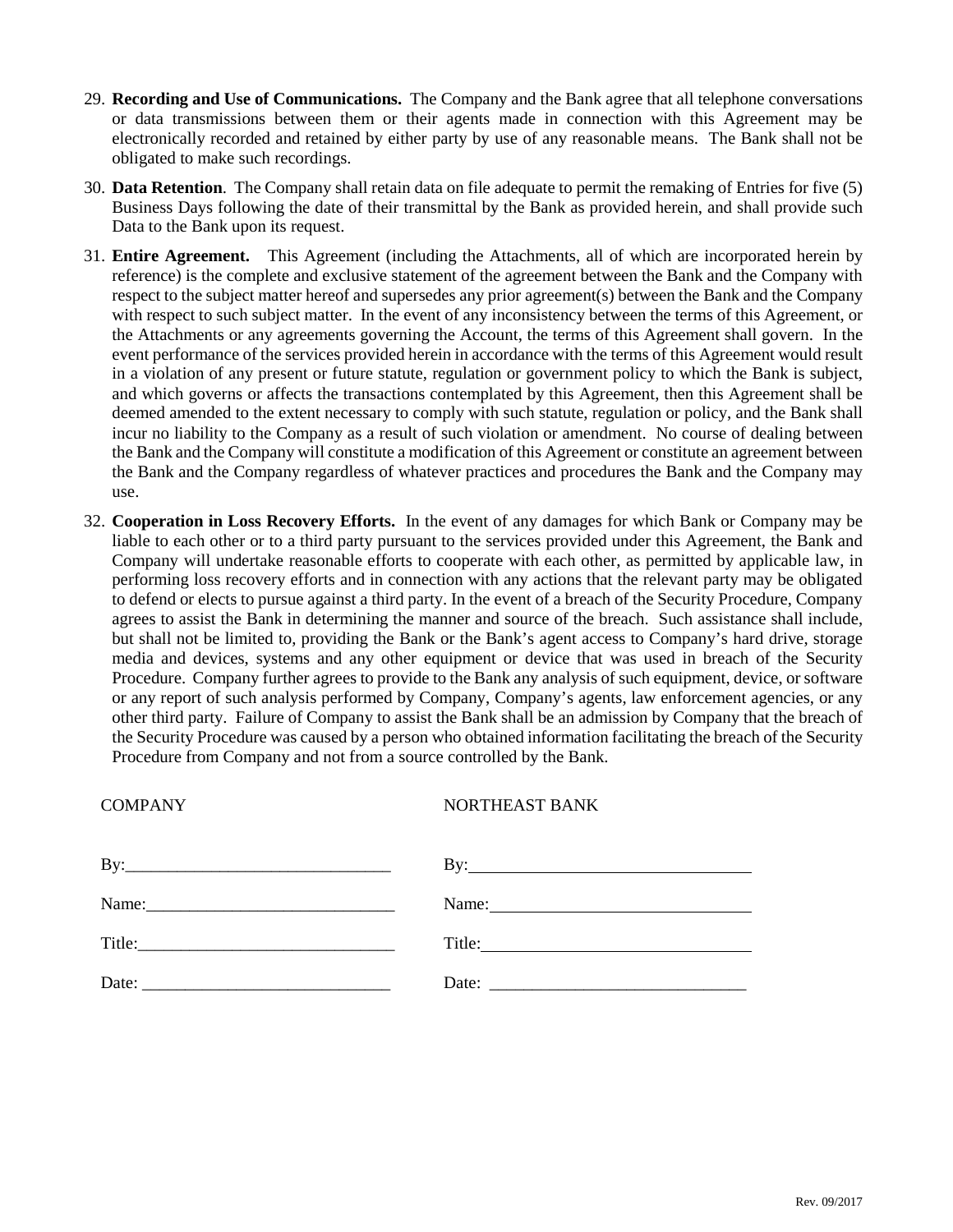29. **Recording and Use of Communications.** The Company and the Bank agree that all telephone conversations or data transmissions between them or their agents made in connection with this Agreement may be electronically recorded and retained by either party by use of any reasonable means. The Bank shall not be obligated to make such recordings.

30. **Data Retention**. The Company shall retain data on file adequate to permit the remaking of Entries for five (5) Business Days following the date of their transmittal by the Bank as provided herein, and shall provide such Data to the Bank upon its request.

31. **Entire Agreement.** This Agreement (including the Attachments, all of which are incorporated herein by reference) is the complete and exclusive statement of the agreement between the Bank and the Company with respect to the subject matter hereof and supersedes any prior agreement(s) between the Bank and the Company with respect to such subject matter. In the event of any inconsistency between the terms of this Agreement, or the Attachments or any agreements governing the Account, the terms of this Agreement shall govern. In the event performance of the services provided herein in accordance with the terms of this Agreement would result in a violation of any present or future statute, regulation or government policy to which the Bank is subject, and which governs or affects the transactions contemplated by this Agreement, then this Agreement shall be deemed amended to the extent necessary to comply with such statute, regulation or policy, and the Bank shall incur no liability to the Company as a result of such violation or amendment. No course of dealing between the Bank and the Company will constitute a modification of this Agreement or constitute an agreement between the Bank and the Company regardless of whatever practices and procedures the Bank and the Company may use.

32. **Cooperation in Loss Recovery Efforts.** In the event of any damages for which Bank or Company may be liable to each other or to a third party pursuant to the services provided under this Agreement, the Bank and Company will undertake reasonable efforts to cooperate with each other, as permitted by applicable law, in performing loss recovery efforts and in connection with any actions that the relevant party may be obligated to defend or elects to pursue against a third party. In the event of a breach of the Security Procedure, Company agrees to assist the Bank in determining the manner and source of the breach. Such assistance shall include, but shall not be limited to, providing the Bank or the Bank's agent access to Company's hard drive, storage media and devices, systems and any other equipment or device that was used in breach of the Security Procedure. Company further agrees to provide to the Bank any analysis of such equipment, device, or software or any report of such analysis performed by Company, Company's agents, law enforcement agencies, or any other third party. Failure of Company to assist the Bank shall be an admission by Company that the breach of the Security Procedure was caused by a person who obtained information facilitating the breach of the Security Procedure from Company and not from a source controlled by the Bank.

| COMPANY | NORTHEAST BANK |
|---|---|
| By:______________________________ | By:______________________________ |
| Name:____________________________ | Name:____________________________ |
| Title:_____________________________ | Title:_____________________________ |
| Date: _____________________________ | Date: _____________________________ |

Rev. 09/2017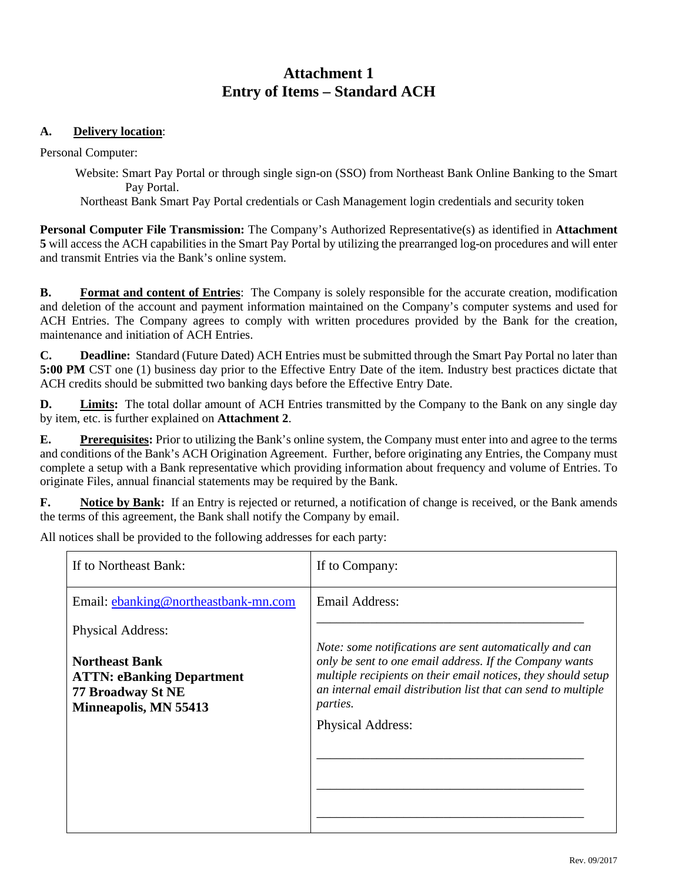# Attachment 1
# Entry of Items – Standard ACH

**A. Delivery location**:

Personal Computer:

> Website: Smart Pay Portal or through single sign-on (SSO) from Northeast Bank Online Banking to the Smart Pay Portal.
>
> Northeast Bank Smart Pay Portal credentials or Cash Management login credentials and security token

**Personal Computer File Transmission:** The Company's Authorized Representative(s) as identified in **Attachment 5** will access the ACH capabilities in the Smart Pay Portal by utilizing the prearranged log-on procedures and will enter and transmit Entries via the Bank's online system.

**B. Format and content of Entries**: The Company is solely responsible for the accurate creation, modification and deletion of the account and payment information maintained on the Company's computer systems and used for ACH Entries. The Company agrees to comply with written procedures provided by the Bank for the creation, maintenance and initiation of ACH Entries.

**C. Deadline:** Standard (Future Dated) ACH Entries must be submitted through the Smart Pay Portal no later than **5:00 PM** CST one (1) business day prior to the Effective Entry Date of the item. Industry best practices dictate that ACH credits should be submitted two banking days before the Effective Entry Date.

**D. Limits:** The total dollar amount of ACH Entries transmitted by the Company to the Bank on any single day by item, etc. is further explained on **Attachment 2**.

**E. Prerequisites:** Prior to utilizing the Bank's online system, the Company must enter into and agree to the terms and conditions of the Bank's ACH Origination Agreement. Further, before originating any Entries, the Company must complete a setup with a Bank representative which providing information about frequency and volume of Entries. To originate Files, annual financial statements may be required by the Bank.

**F. Notice by Bank:** If an Entry is rejected or returned, a notification of change is received, or the Bank amends the terms of this agreement, the Bank shall notify the Company by email.

All notices shall be provided to the following addresses for each party:

| If to Northeast Bank: | If to Company: |
|---|---|
| Email: ebanking@northeastbank-mn.com<br><br>Physical Address:<br><br>**Northeast Bank**<br>**ATTN: eBanking Department**<br>**77 Broadway St NE**<br>**Minneapolis, MN 55413** | Email Address:<br><br>\_\_\_\_\_\_\_\_\_\_\_\_\_\_\_\_\_\_\_\_\_\_\_\_\_\_\_\_\_\_\_\_\_\_\_\_\_\_\_\_<br><br>*Note: some notifications are sent automatically and can only be sent to one email address. If the Company wants multiple recipients on their email notices, they should setup an internal email distribution list that can send to multiple parties.*<br><br>Physical Address:<br><br>\_\_\_\_\_\_\_\_\_\_\_\_\_\_\_\_\_\_\_\_\_\_\_\_\_\_\_\_\_\_\_\_\_\_\_\_\_\_\_\_<br><br>\_\_\_\_\_\_\_\_\_\_\_\_\_\_\_\_\_\_\_\_\_\_\_\_\_\_\_\_\_\_\_\_\_\_\_\_\_\_\_\_<br><br>\_\_\_\_\_\_\_\_\_\_\_\_\_\_\_\_\_\_\_\_\_\_\_\_\_\_\_\_\_\_\_\_\_\_\_\_\_\_\_\_ |

Rev. 09/2017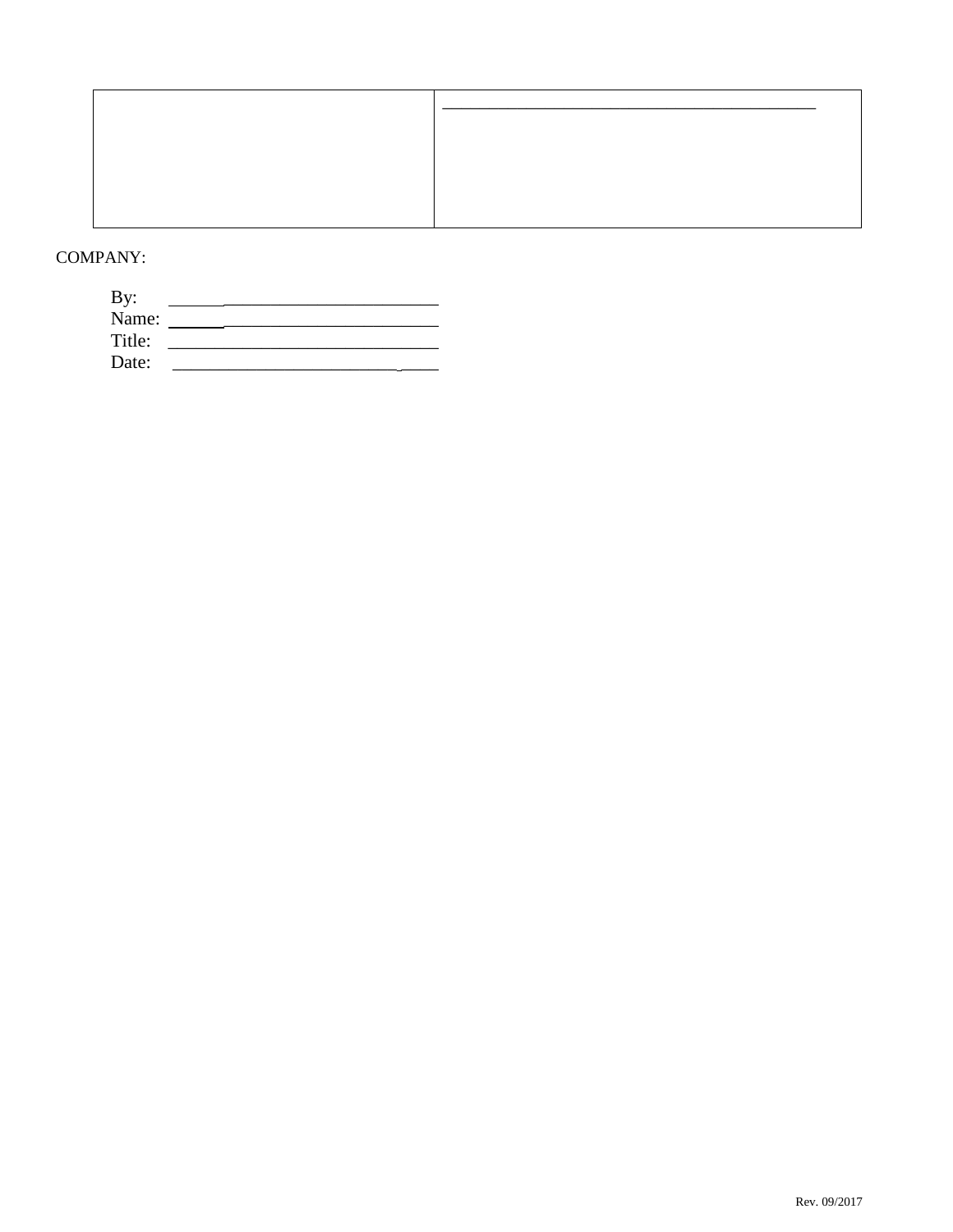| | ________________________________________ |
|---|---|
| | |

COMPANY:

By: ______________________________

Name: ______________________________

Title: ______________________________

Date: ______________________________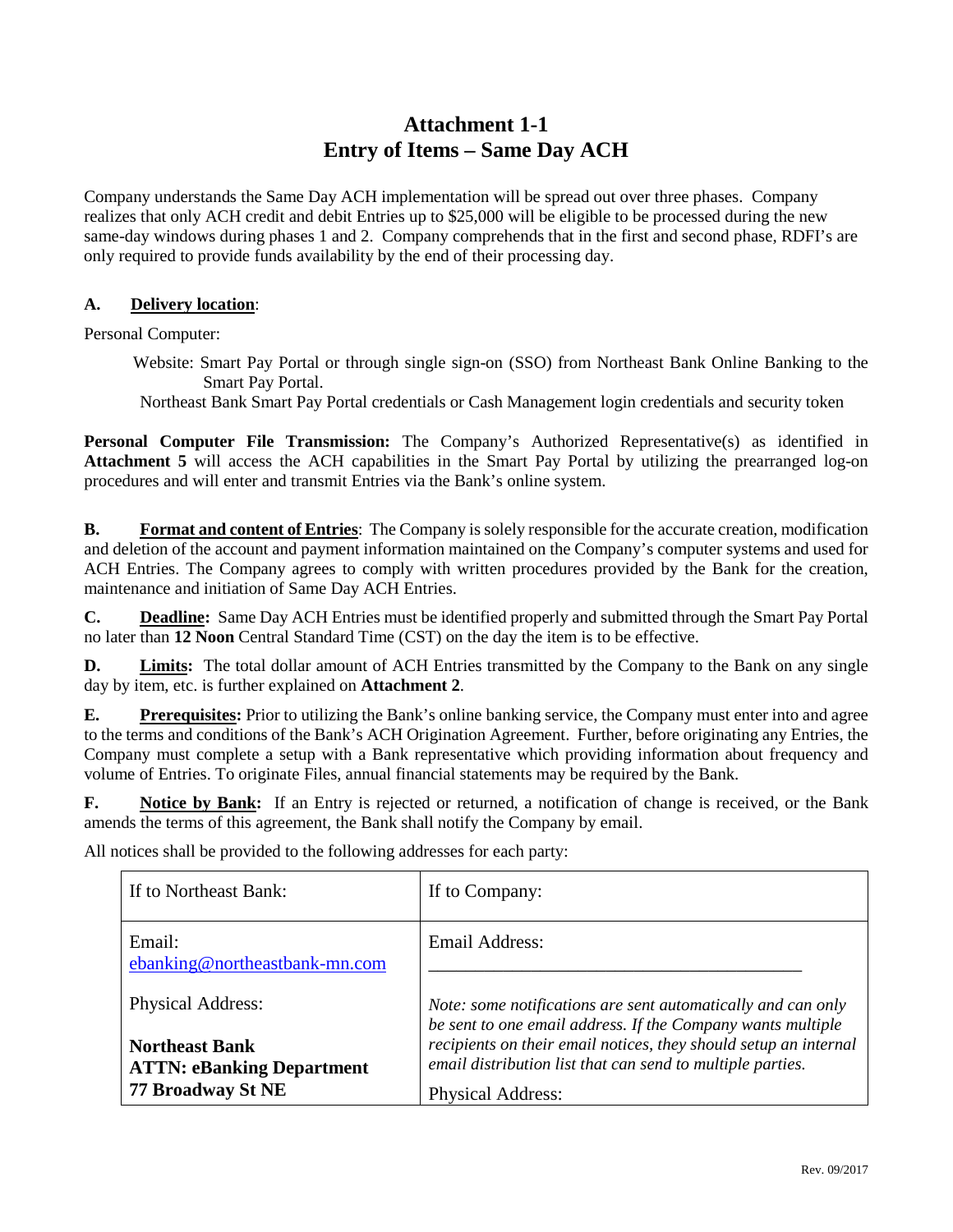# Attachment 1-1
# Entry of Items – Same Day ACH

Company understands the Same Day ACH implementation will be spread out over three phases. Company realizes that only ACH credit and debit Entries up to $25,000 will be eligible to be processed during the new same-day windows during phases 1 and 2. Company comprehends that in the first and second phase, RDFI's are only required to provide funds availability by the end of their processing day.

**A. Delivery location**:

Personal Computer:

Website: Smart Pay Portal or through single sign-on (SSO) from Northeast Bank Online Banking to the Smart Pay Portal.

Northeast Bank Smart Pay Portal credentials or Cash Management login credentials and security token

**Personal Computer File Transmission:** The Company's Authorized Representative(s) as identified in **Attachment 5** will access the ACH capabilities in the Smart Pay Portal by utilizing the prearranged log-on procedures and will enter and transmit Entries via the Bank's online system.

**B. Format and content of Entries**: The Company is solely responsible for the accurate creation, modification and deletion of the account and payment information maintained on the Company's computer systems and used for ACH Entries. The Company agrees to comply with written procedures provided by the Bank for the creation, maintenance and initiation of Same Day ACH Entries.

**C. Deadline:** Same Day ACH Entries must be identified properly and submitted through the Smart Pay Portal no later than **12 Noon** Central Standard Time (CST) on the day the item is to be effective.

**D. Limits:** The total dollar amount of ACH Entries transmitted by the Company to the Bank on any single day by item, etc. is further explained on **Attachment 2**.

**E. Prerequisites:** Prior to utilizing the Bank's online banking service, the Company must enter into and agree to the terms and conditions of the Bank's ACH Origination Agreement. Further, before originating any Entries, the Company must complete a setup with a Bank representative which providing information about frequency and volume of Entries. To originate Files, annual financial statements may be required by the Bank.

**F. Notice by Bank:** If an Entry is rejected or returned, a notification of change is received, or the Bank amends the terms of this agreement, the Bank shall notify the Company by email.

All notices shall be provided to the following addresses for each party:

| If to Northeast Bank: | If to Company: |
|---|---|
| Email: ebanking@northeastbank-mn.com<br><br>Physical Address:<br><br>**Northeast Bank**<br>**ATTN: eBanking Department**<br>**77 Broadway St NE** | Email Address: ________________________________________<br><br>*Note: some notifications are sent automatically and can only be sent to one email address. If the Company wants multiple recipients on their email notices, they should setup an internal email distribution list that can send to multiple parties.*<br><br>Physical Address: |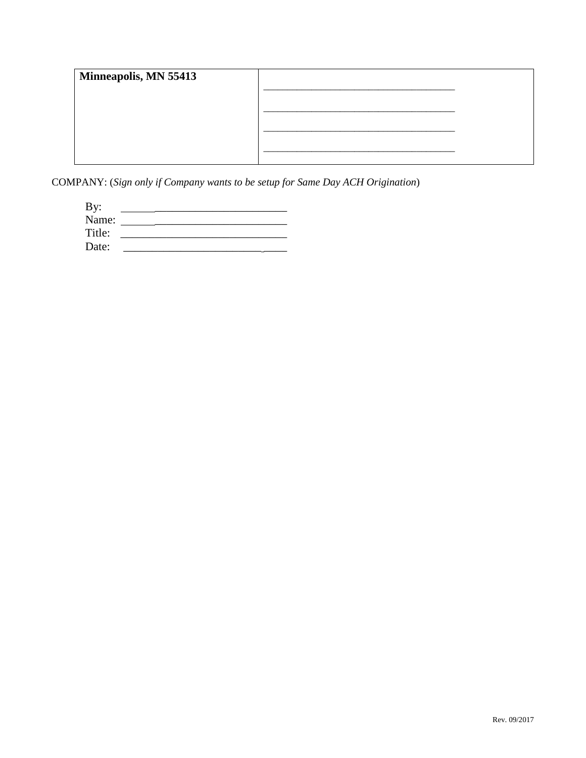| **Minneapolis, MN 55413** | ____________________________________<br><br>____________________________________<br><br>____________________________________<br><br>____________________________________ |
|---|---|

COMPANY: (*Sign only if Company wants to be setup for Same Day ACH Origination*)

By: ______________________________
Name: ______________________________
Title: ______________________________
Date: ______________________________

Rev. 09/2017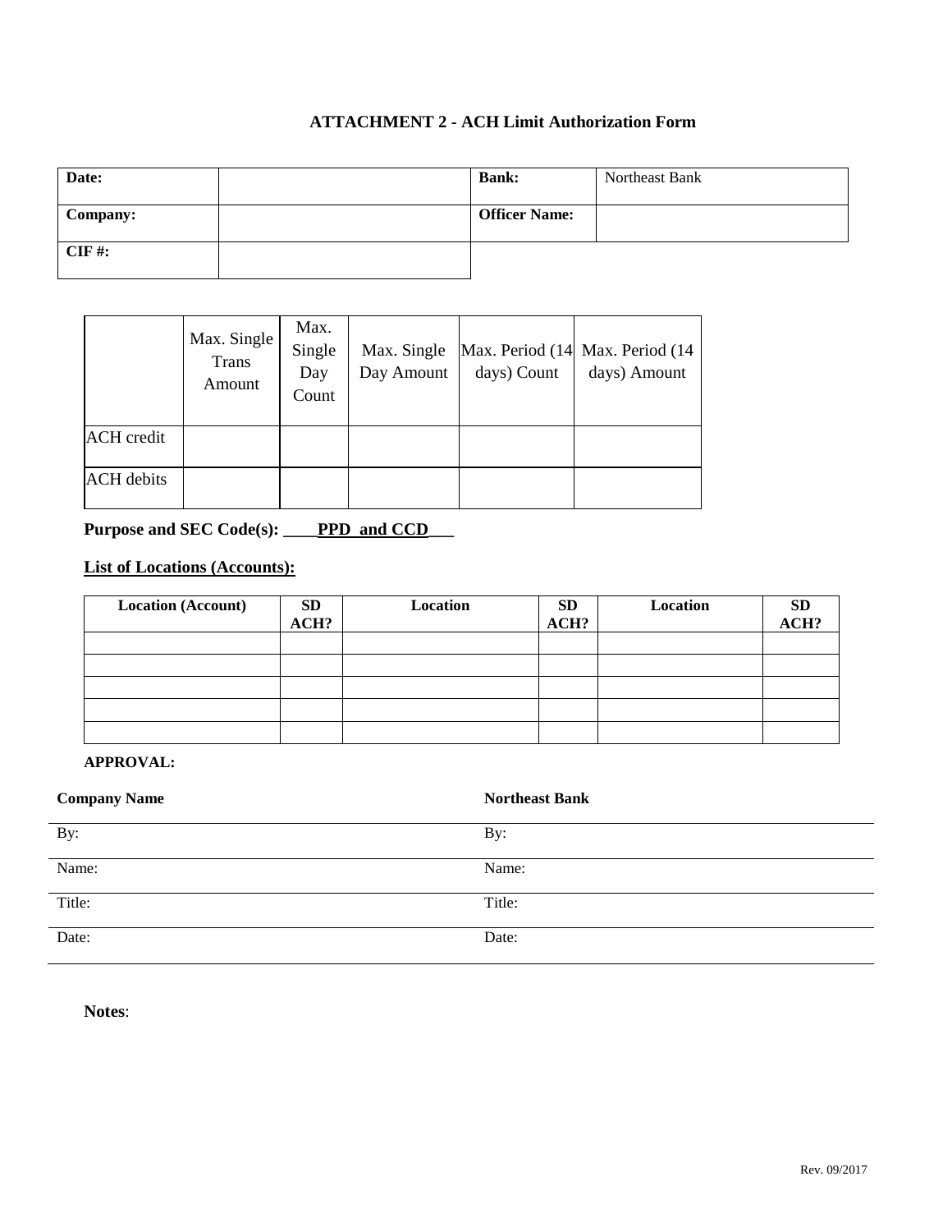## ATTACHMENT 2 - ACH Limit Authorization Form

| **Date:** | | **Bank:** | Northeast Bank |
|---|---|---|---|
| **Company:** | | **Officer Name:** | |
| **CIF #:** | | | |

| | Max. Single Trans Amount | Max. Single Day Count | Max. Single Day Amount | Max. Period (14 days) Count | Max. Period (14 days) Amount |
|---|---|---|---|---|---|
| ACH credit | | | | | |
| ACH debits | | | | | |

**Purpose and SEC Code(s): ____PPD and CCD___**

**List of Locations (Accounts):**

| **Location (Account)** | **SD ACH?** | **Location** | **SD ACH?** | **Location** | **SD ACH?** |
|---|---|---|---|---|---|
| | | | | | |
| | | | | | |
| | | | | | |
| | | | | | |
| | | | | | |

**APPROVAL:**

| **Company Name** | **Northeast Bank** |
|---|---|
| By: | By: |
| Name: | Name: |
| Title: | Title: |
| Date: | Date: |

**Notes**:

Rev. 09/2017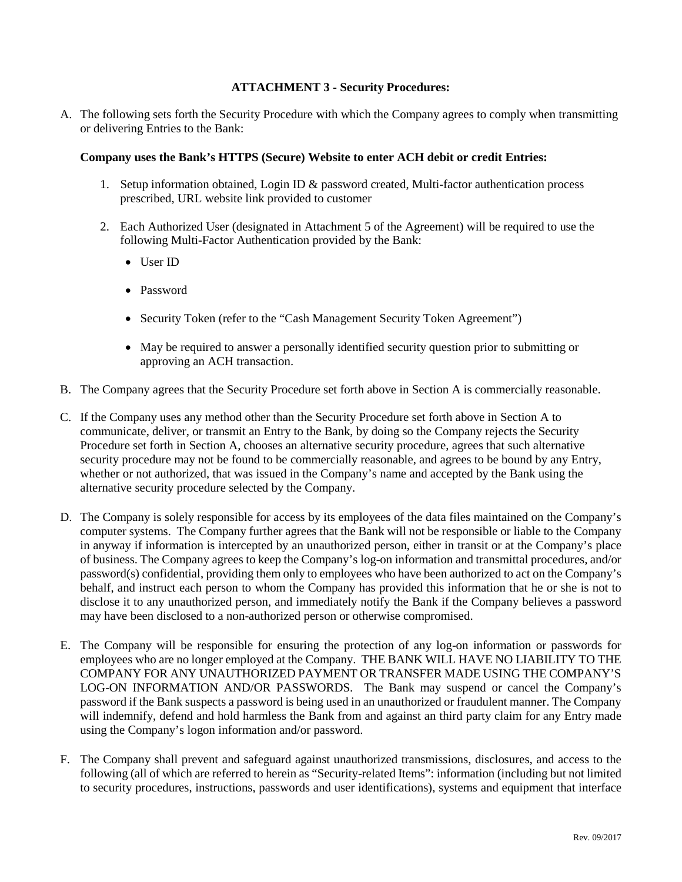## ATTACHMENT 3 - Security Procedures:

A. The following sets forth the Security Procedure with which the Company agrees to comply when transmitting or delivering Entries to the Bank:

   **Company uses the Bank's HTTPS (Secure) Website to enter ACH debit or credit Entries:**

   1. Setup information obtained, Login ID & password created, Multi-factor authentication process prescribed, URL website link provided to customer

   2. Each Authorized User (designated in Attachment 5 of the Agreement) will be required to use the following Multi-Factor Authentication provided by the Bank:

      - User ID
      - Password
      - Security Token (refer to the "Cash Management Security Token Agreement")
      - May be required to answer a personally identified security question prior to submitting or approving an ACH transaction.

B. The Company agrees that the Security Procedure set forth above in Section A is commercially reasonable.

C. If the Company uses any method other than the Security Procedure set forth above in Section A to communicate, deliver, or transmit an Entry to the Bank, by doing so the Company rejects the Security Procedure set forth in Section A, chooses an alternative security procedure, agrees that such alternative security procedure may not be found to be commercially reasonable, and agrees to be bound by any Entry, whether or not authorized, that was issued in the Company's name and accepted by the Bank using the alternative security procedure selected by the Company.

D. The Company is solely responsible for access by its employees of the data files maintained on the Company's computer systems. The Company further agrees that the Bank will not be responsible or liable to the Company in anyway if information is intercepted by an unauthorized person, either in transit or at the Company's place of business. The Company agrees to keep the Company's log-on information and transmittal procedures, and/or password(s) confidential, providing them only to employees who have been authorized to act on the Company's behalf, and instruct each person to whom the Company has provided this information that he or she is not to disclose it to any unauthorized person, and immediately notify the Bank if the Company believes a password may have been disclosed to a non-authorized person or otherwise compromised.

E. The Company will be responsible for ensuring the protection of any log-on information or passwords for employees who are no longer employed at the Company. THE BANK WILL HAVE NO LIABILITY TO THE COMPANY FOR ANY UNAUTHORIZED PAYMENT OR TRANSFER MADE USING THE COMPANY'S LOG-ON INFORMATION AND/OR PASSWORDS. The Bank may suspend or cancel the Company's password if the Bank suspects a password is being used in an unauthorized or fraudulent manner. The Company will indemnify, defend and hold harmless the Bank from and against an third party claim for any Entry made using the Company's logon information and/or password.

F. The Company shall prevent and safeguard against unauthorized transmissions, disclosures, and access to the following (all of which are referred to herein as "Security-related Items": information (including but not limited to security procedures, instructions, passwords and user identifications), systems and equipment that interface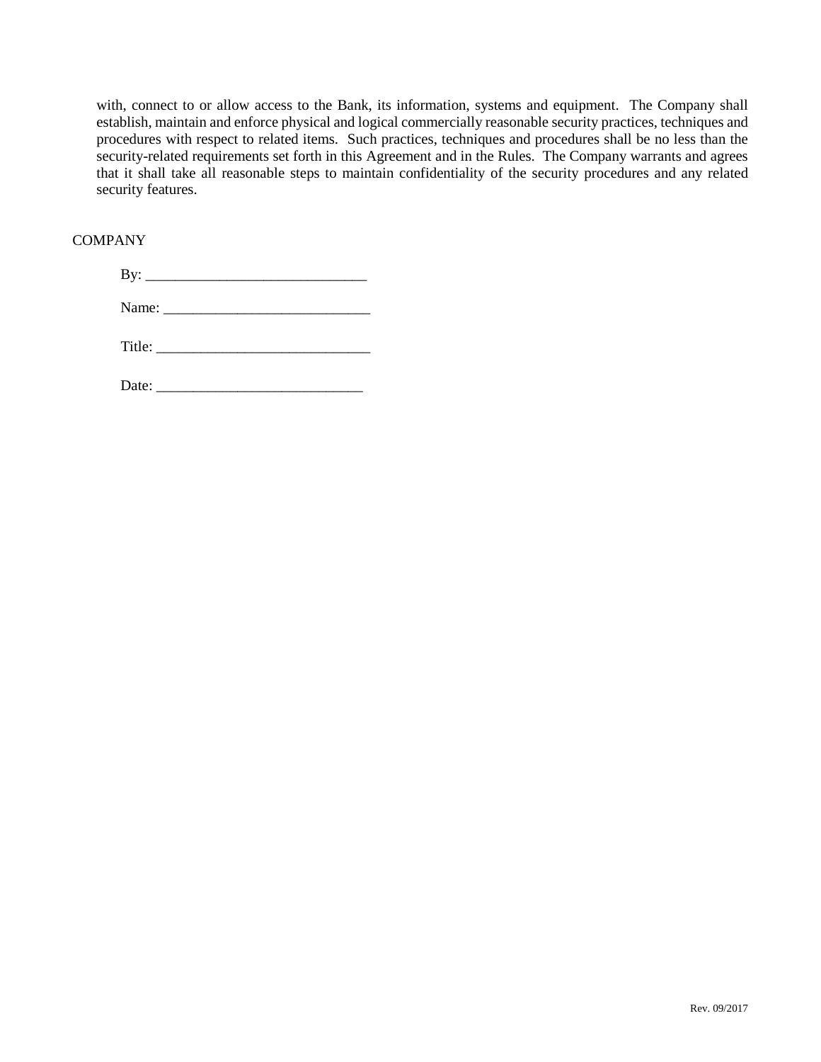with, connect to or allow access to the Bank, its information, systems and equipment. The Company shall establish, maintain and enforce physical and logical commercially reasonable security practices, techniques and procedures with respect to related items. Such practices, techniques and procedures shall be no less than the security-related requirements set forth in this Agreement and in the Rules. The Company warrants and agrees that it shall take all reasonable steps to maintain confidentiality of the security procedures and any related security features.

COMPANY

By: ______________________________

Name: ____________________________

Title: _____________________________

Date: ____________________________

Rev. 09/2017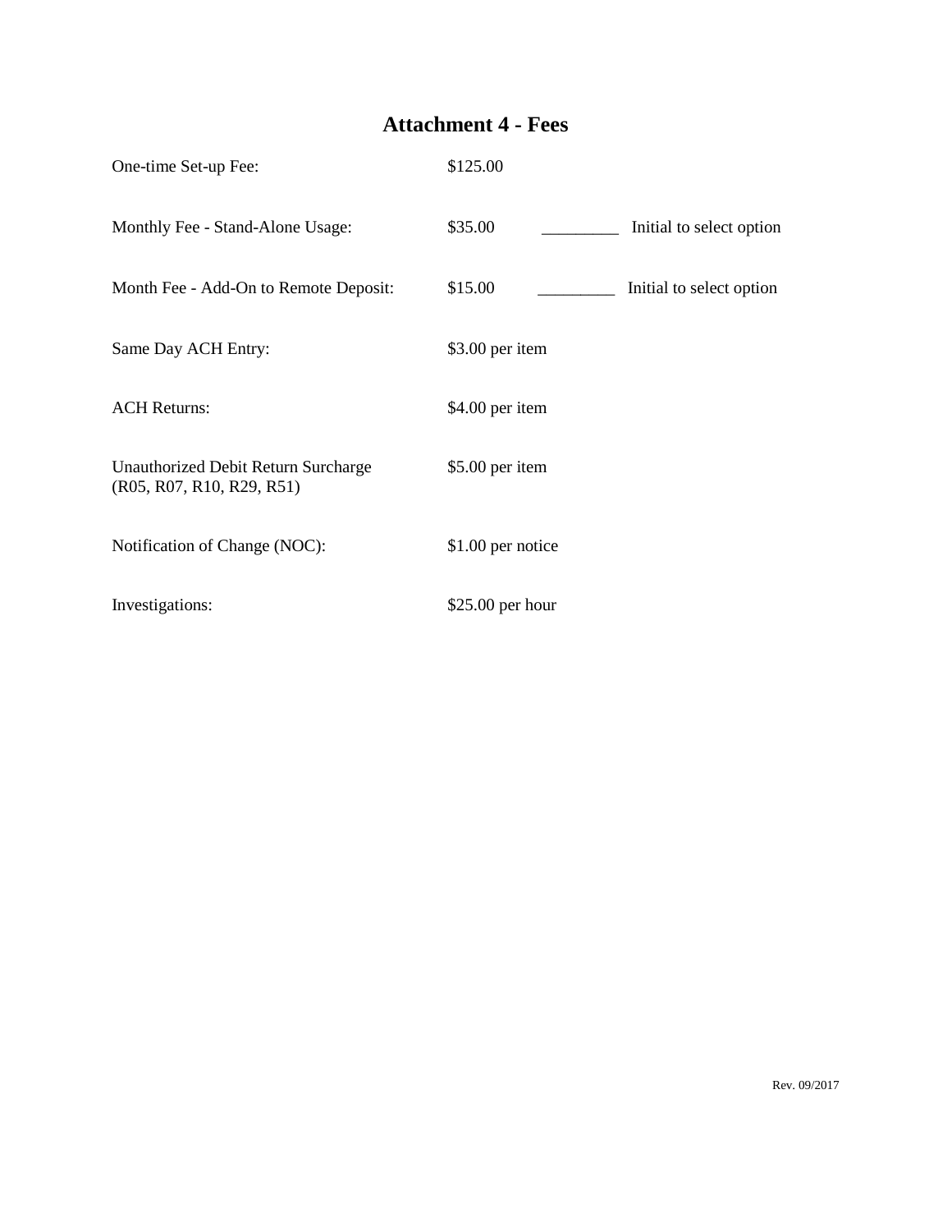# Attachment 4 - Fees

| | | |
|---|---|---|
| One-time Set-up Fee: | $125.00 | |
| Monthly Fee - Stand-Alone Usage: | $35.00 | _________ Initial to select option |
| Month Fee - Add-On to Remote Deposit: | $15.00 | _________ Initial to select option |
| Same Day ACH Entry: | $3.00 per item | |
| ACH Returns: | $4.00 per item | |
| Unauthorized Debit Return Surcharge (R05, R07, R10, R29, R51) | $5.00 per item | |
| Notification of Change (NOC): | $1.00 per notice | |
| Investigations: | $25.00 per hour | |

Rev. 09/2017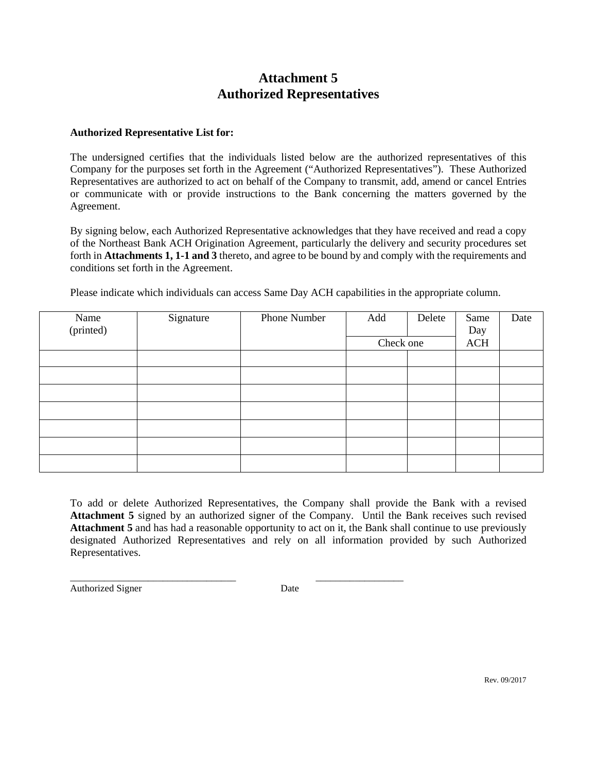# Attachment 5
# Authorized Representatives

**Authorized Representative List for:**

The undersigned certifies that the individuals listed below are the authorized representatives of this Company for the purposes set forth in the Agreement ("Authorized Representatives"). These Authorized Representatives are authorized to act on behalf of the Company to transmit, add, amend or cancel Entries or communicate with or provide instructions to the Bank concerning the matters governed by the Agreement.

By signing below, each Authorized Representative acknowledges that they have received and read a copy of the Northeast Bank ACH Origination Agreement, particularly the delivery and security procedures set forth in **Attachments 1, 1-1 and 3** thereto, and agree to be bound by and comply with the requirements and conditions set forth in the Agreement.

Please indicate which individuals can access Same Day ACH capabilities in the appropriate column.

| Name (printed) | Signature | Phone Number | Add | Delete | Same Day ACH | Date |
|---|---|---|---|---|---|---|
| | | | Check one | | | |
| | | | | | | |
| | | | | | | |
| | | | | | | |
| | | | | | | |
| | | | | | | |
| | | | | | | |
| | | | | | | |

To add or delete Authorized Representatives, the Company shall provide the Bank with a revised **Attachment 5** signed by an authorized signer of the Company. Until the Bank receives such revised **Attachment 5** and has had a reasonable opportunity to act on it, the Bank shall continue to use previously designated Authorized Representatives and rely on all information provided by such Authorized Representatives.

_________________________________ _________________

Authorized Signer Date

Rev. 09/2017